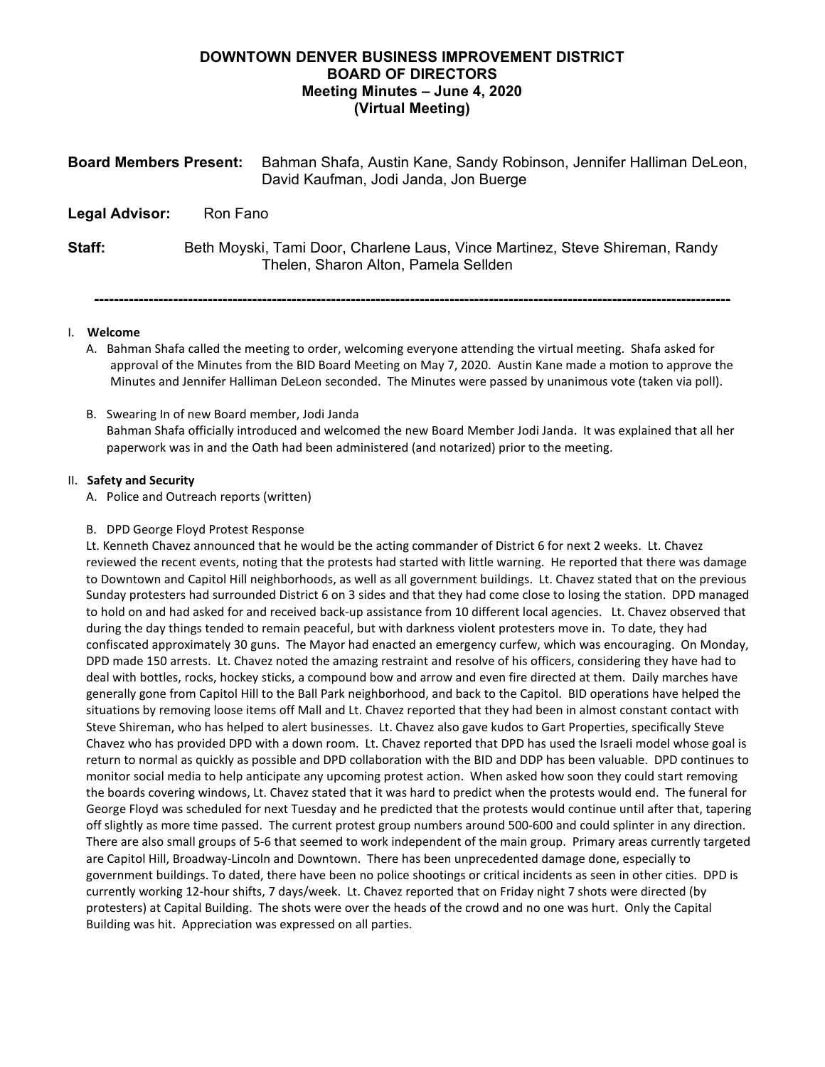# DOWNTOWN DENVER BUSINESS IMPROVEMENT DISTRICT
## BOARD OF DIRECTORS
### Meeting Minutes – June 4, 2020
### (Virtual Meeting)

**Board Members Present:** Bahman Shafa, Austin Kane, Sandy Robinson, Jennifer Halliman DeLeon, David Kaufman, Jodi Janda, Jon Buerge

**Legal Advisor:** Ron Fano

**Staff:** Beth Moyski, Tami Door, Charlene Laus, Vince Martinez, Steve Shireman, Randy Thelen, Sharon Alton, Pamela Sellden

---

I. **Welcome**

A. Bahman Shafa called the meeting to order, welcoming everyone attending the virtual meeting. Shafa asked for approval of the Minutes from the BID Board Meeting on May 7, 2020. Austin Kane made a motion to approve the Minutes and Jennifer Halliman DeLeon seconded. The Minutes were passed by unanimous vote (taken via poll).

B. Swearing In of new Board member, Jodi Janda
Bahman Shafa officially introduced and welcomed the new Board Member Jodi Janda. It was explained that all her paperwork was in and the Oath had been administered (and notarized) prior to the meeting.

II. **Safety and Security**

A. Police and Outreach reports (written)

B. DPD George Floyd Protest Response
Lt. Kenneth Chavez announced that he would be the acting commander of District 6 for next 2 weeks. Lt. Chavez reviewed the recent events, noting that the protests had started with little warning. He reported that there was damage to Downtown and Capitol Hill neighborhoods, as well as all government buildings. Lt. Chavez stated that on the previous Sunday protesters had surrounded District 6 on 3 sides and that they had come close to losing the station. DPD managed to hold on and had asked for and received back-up assistance from 10 different local agencies. Lt. Chavez observed that during the day things tended to remain peaceful, but with darkness violent protesters move in. To date, they had confiscated approximately 30 guns. The Mayor had enacted an emergency curfew, which was encouraging. On Monday, DPD made 150 arrests. Lt. Chavez noted the amazing restraint and resolve of his officers, considering they have had to deal with bottles, rocks, hockey sticks, a compound bow and arrow and even fire directed at them. Daily marches have generally gone from Capitol Hill to the Ball Park neighborhood, and back to the Capitol. BID operations have helped the situations by removing loose items off Mall and Lt. Chavez reported that they had been in almost constant contact with Steve Shireman, who has helped to alert businesses. Lt. Chavez also gave kudos to Gart Properties, specifically Steve Chavez who has provided DPD with a down room. Lt. Chavez reported that DPD has used the Israeli model whose goal is return to normal as quickly as possible and DPD collaboration with the BID and DDP has been valuable. DPD continues to monitor social media to help anticipate any upcoming protest action. When asked how soon they could start removing the boards covering windows, Lt. Chavez stated that it was hard to predict when the protests would end. The funeral for George Floyd was scheduled for next Tuesday and he predicted that the protests would continue until after that, tapering off slightly as more time passed. The current protest group numbers around 500-600 and could splinter in any direction. There are also small groups of 5-6 that seemed to work independent of the main group. Primary areas currently targeted are Capitol Hill, Broadway-Lincoln and Downtown. There has been unprecedented damage done, especially to government buildings. To dated, there have been no police shootings or critical incidents as seen in other cities. DPD is currently working 12-hour shifts, 7 days/week. Lt. Chavez reported that on Friday night 7 shots were directed (by protesters) at Capital Building. The shots were over the heads of the crowd and no one was hurt. Only the Capital Building was hit. Appreciation was expressed on all parties.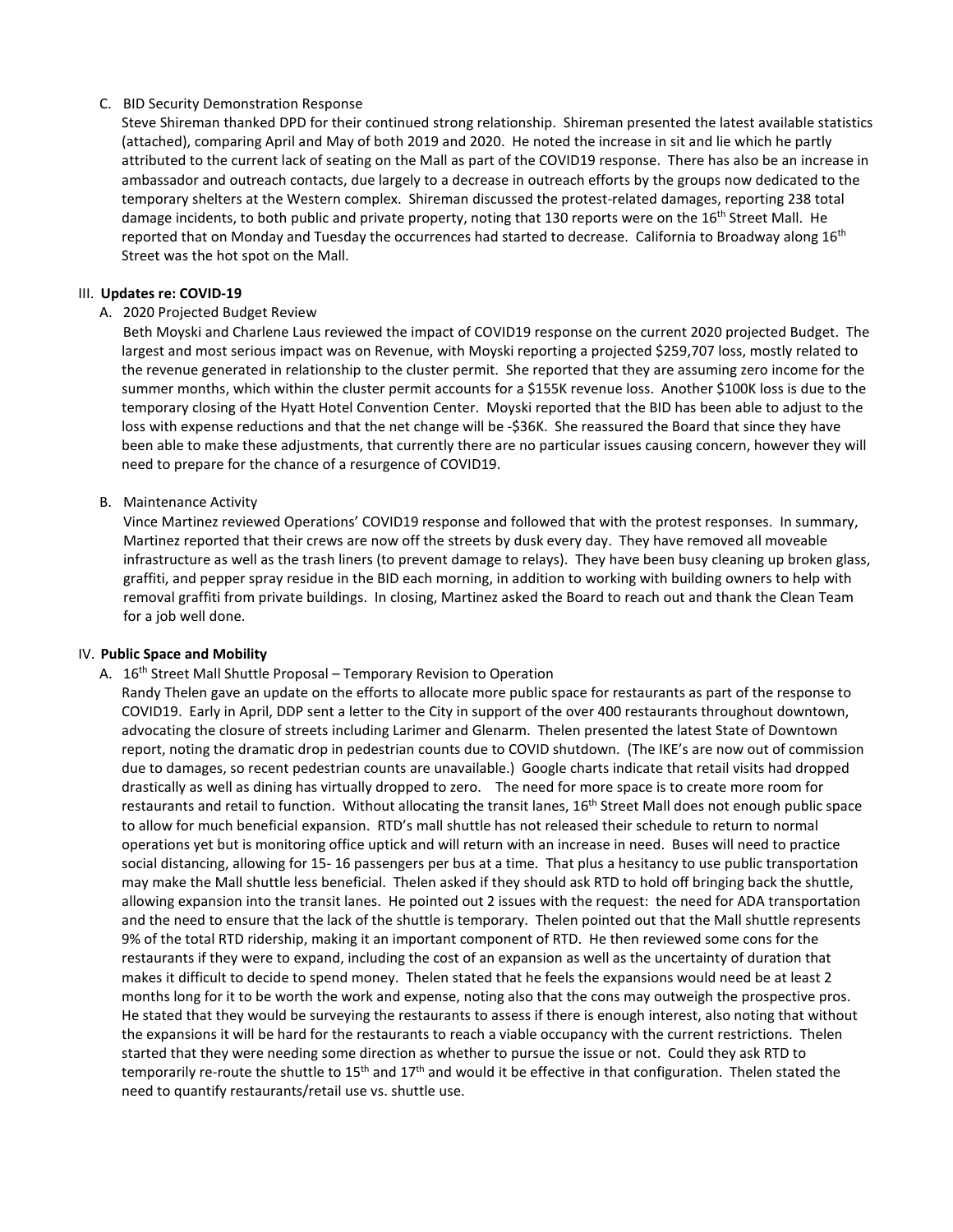C. BID Security Demonstration Response

Steve Shireman thanked DPD for their continued strong relationship. Shireman presented the latest available statistics (attached), comparing April and May of both 2019 and 2020. He noted the increase in sit and lie which he partly attributed to the current lack of seating on the Mall as part of the COVID19 response. There has also be an increase in ambassador and outreach contacts, due largely to a decrease in outreach efforts by the groups now dedicated to the temporary shelters at the Western complex. Shireman discussed the protest-related damages, reporting 238 total damage incidents, to both public and private property, noting that 130 reports were on the 16th Street Mall. He reported that on Monday and Tuesday the occurrences had started to decrease. California to Broadway along 16th Street was the hot spot on the Mall.

## III. Updates re: COVID-19

A. 2020 Projected Budget Review

Beth Moyski and Charlene Laus reviewed the impact of COVID19 response on the current 2020 projected Budget. The largest and most serious impact was on Revenue, with Moyski reporting a projected $259,707 loss, mostly related to the revenue generated in relationship to the cluster permit. She reported that they are assuming zero income for the summer months, which within the cluster permit accounts for a $155K revenue loss. Another $100K loss is due to the temporary closing of the Hyatt Hotel Convention Center. Moyski reported that the BID has been able to adjust to the loss with expense reductions and that the net change will be -$36K. She reassured the Board that since they have been able to make these adjustments, that currently there are no particular issues causing concern, however they will need to prepare for the chance of a resurgence of COVID19.

B. Maintenance Activity

Vince Martinez reviewed Operations' COVID19 response and followed that with the protest responses. In summary, Martinez reported that their crews are now off the streets by dusk every day. They have removed all moveable infrastructure as well as the trash liners (to prevent damage to relays). They have been busy cleaning up broken glass, graffiti, and pepper spray residue in the BID each morning, in addition to working with building owners to help with removal graffiti from private buildings. In closing, Martinez asked the Board to reach out and thank the Clean Team for a job well done.

## IV. Public Space and Mobility

A. 16th Street Mall Shuttle Proposal – Temporary Revision to Operation

Randy Thelen gave an update on the efforts to allocate more public space for restaurants as part of the response to COVID19. Early in April, DDP sent a letter to the City in support of the over 400 restaurants throughout downtown, advocating the closure of streets including Larimer and Glenarm. Thelen presented the latest State of Downtown report, noting the dramatic drop in pedestrian counts due to COVID shutdown. (The IKE's are now out of commission due to damages, so recent pedestrian counts are unavailable.) Google charts indicate that retail visits had dropped drastically as well as dining has virtually dropped to zero. The need for more space is to create more room for restaurants and retail to function. Without allocating the transit lanes, 16th Street Mall does not enough public space to allow for much beneficial expansion. RTD's mall shuttle has not released their schedule to return to normal operations yet but is monitoring office uptick and will return with an increase in need. Buses will need to practice social distancing, allowing for 15- 16 passengers per bus at a time. That plus a hesitancy to use public transportation may make the Mall shuttle less beneficial. Thelen asked if they should ask RTD to hold off bringing back the shuttle, allowing expansion into the transit lanes. He pointed out 2 issues with the request: the need for ADA transportation and the need to ensure that the lack of the shuttle is temporary. Thelen pointed out that the Mall shuttle represents 9% of the total RTD ridership, making it an important component of RTD. He then reviewed some cons for the restaurants if they were to expand, including the cost of an expansion as well as the uncertainty of duration that makes it difficult to decide to spend money. Thelen stated that he feels the expansions would need be at least 2 months long for it to be worth the work and expense, noting also that the cons may outweigh the prospective pros. He stated that they would be surveying the restaurants to assess if there is enough interest, also noting that without the expansions it will be hard for the restaurants to reach a viable occupancy with the current restrictions. Thelen started that they were needing some direction as whether to pursue the issue or not. Could they ask RTD to temporarily re-route the shuttle to 15th and 17th and would it be effective in that configuration. Thelen stated the need to quantify restaurants/retail use vs. shuttle use.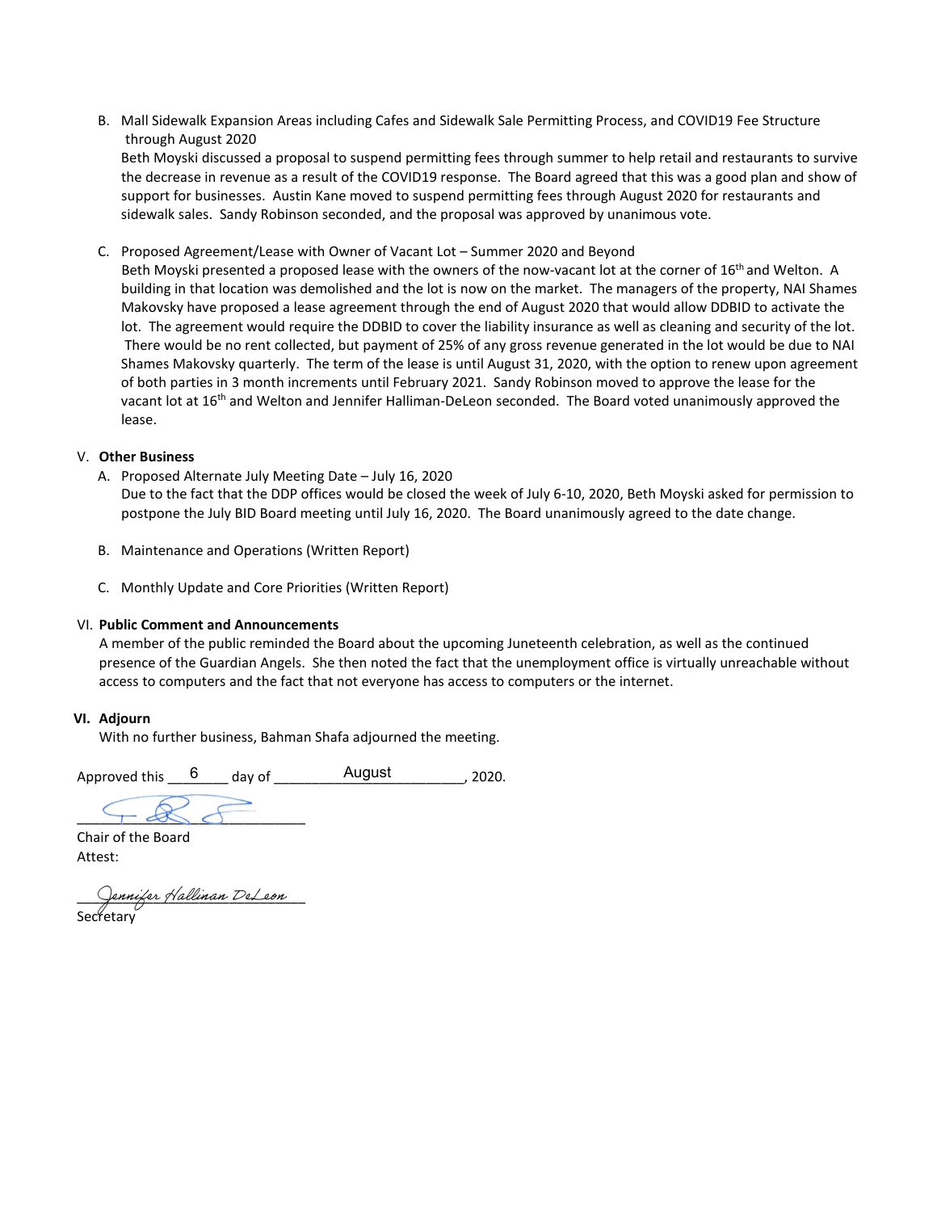B. Mall Sidewalk Expansion Areas including Cafes and Sidewalk Sale Permitting Process, and COVID19 Fee Structure through August 2020

Beth Moyski discussed a proposal to suspend permitting fees through summer to help retail and restaurants to survive the decrease in revenue as a result of the COVID19 response. The Board agreed that this was a good plan and show of support for businesses. Austin Kane moved to suspend permitting fees through August 2020 for restaurants and sidewalk sales. Sandy Robinson seconded, and the proposal was approved by unanimous vote.

C. Proposed Agreement/Lease with Owner of Vacant Lot – Summer 2020 and Beyond

Beth Moyski presented a proposed lease with the owners of the now-vacant lot at the corner of 16th and Welton. A building in that location was demolished and the lot is now on the market. The managers of the property, NAI Shames Makovsky have proposed a lease agreement through the end of August 2020 that would allow DDBID to activate the lot. The agreement would require the DDBID to cover the liability insurance as well as cleaning and security of the lot. There would be no rent collected, but payment of 25% of any gross revenue generated in the lot would be due to NAI Shames Makovsky quarterly. The term of the lease is until August 31, 2020, with the option to renew upon agreement of both parties in 3 month increments until February 2021. Sandy Robinson moved to approve the lease for the vacant lot at 16th and Welton and Jennifer Halliman-DeLeon seconded. The Board voted unanimously approved the lease.

V. **Other Business**

A. Proposed Alternate July Meeting Date – July 16, 2020

Due to the fact that the DDP offices would be closed the week of July 6-10, 2020, Beth Moyski asked for permission to postpone the July BID Board meeting until July 16, 2020. The Board unanimously agreed to the date change.

B. Maintenance and Operations (Written Report)

C. Monthly Update and Core Priorities (Written Report)

VI. **Public Comment and Announcements**

A member of the public reminded the Board about the upcoming Juneteenth celebration, as well as the continued presence of the Guardian Angels. She then noted the fact that the unemployment office is virtually unreachable without access to computers and the fact that not everyone has access to computers or the internet.

**VI. Adjourn**

With no further business, Bahman Shafa adjourned the meeting.

Approved this ___6___ day of ______August______, 2020.

_______________________________
Chair of the Board

Attest:

___Jennifer Hallinan DeLeon___
Secretary